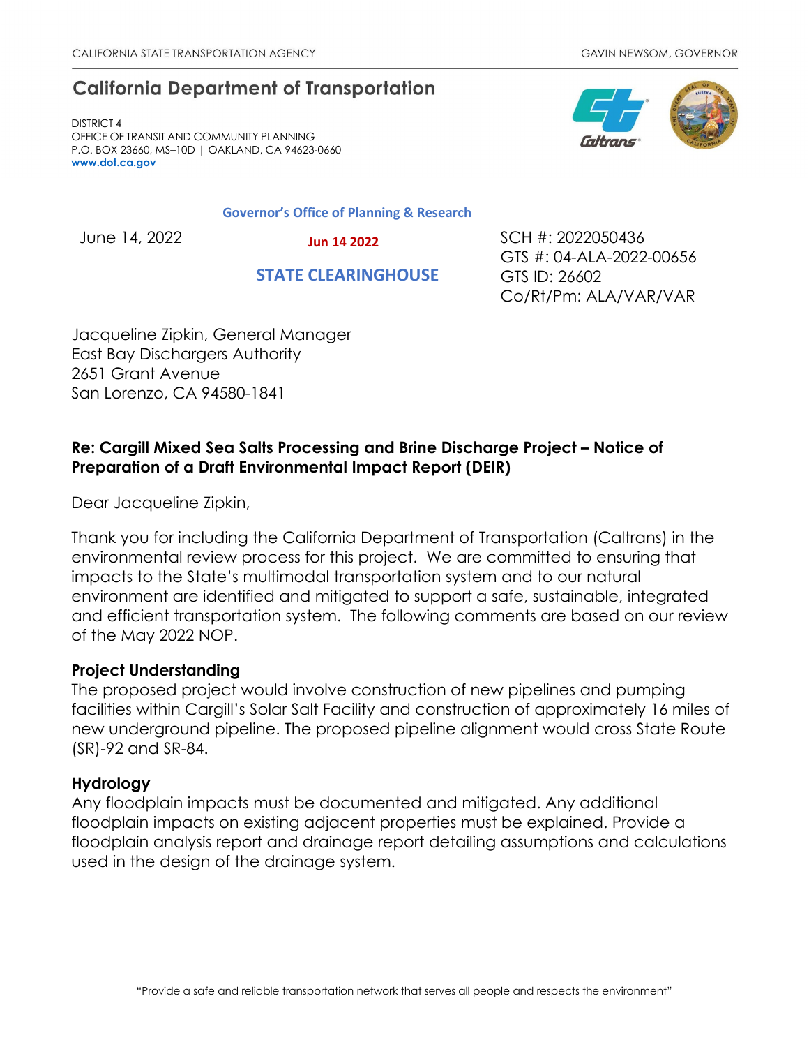CALIFORNIA STATE TRANSPORTATION AGENCY

GAVIN NEWSOM, GOVERNOR

## California Department of Transportation

DISTRICT 4
OFFICE OF TRANSIT AND COMMUNITY PLANNING
P.O. BOX 23660, MS–10D | OAKLAND, CA 94623-0660
www.dot.ca.gov

Governor's Office of Planning & Research

Jun 14 2022

STATE CLEARINGHOUSE

June 14, 2022

SCH #: 2022050436
GTS #: 04-ALA-2022-00656
GTS ID: 26602
Co/Rt/Pm: ALA/VAR/VAR

Jacqueline Zipkin, General Manager
East Bay Dischargers Authority
2651 Grant Avenue
San Lorenzo, CA 94580-1841

**Re: Cargill Mixed Sea Salts Processing and Brine Discharge Project – Notice of Preparation of a Draft Environmental Impact Report (DEIR)**

Dear Jacqueline Zipkin,

Thank you for including the California Department of Transportation (Caltrans) in the environmental review process for this project. We are committed to ensuring that impacts to the State's multimodal transportation system and to our natural environment are identified and mitigated to support a safe, sustainable, integrated and efficient transportation system. The following comments are based on our review of the May 2022 NOP.

### Project Understanding

The proposed project would involve construction of new pipelines and pumping facilities within Cargill's Solar Salt Facility and construction of approximately 16 miles of new underground pipeline. The proposed pipeline alignment would cross State Route (SR)-92 and SR-84.

### Hydrology

Any floodplain impacts must be documented and mitigated. Any additional floodplain impacts on existing adjacent properties must be explained. Provide a floodplain analysis report and drainage report detailing assumptions and calculations used in the design of the drainage system.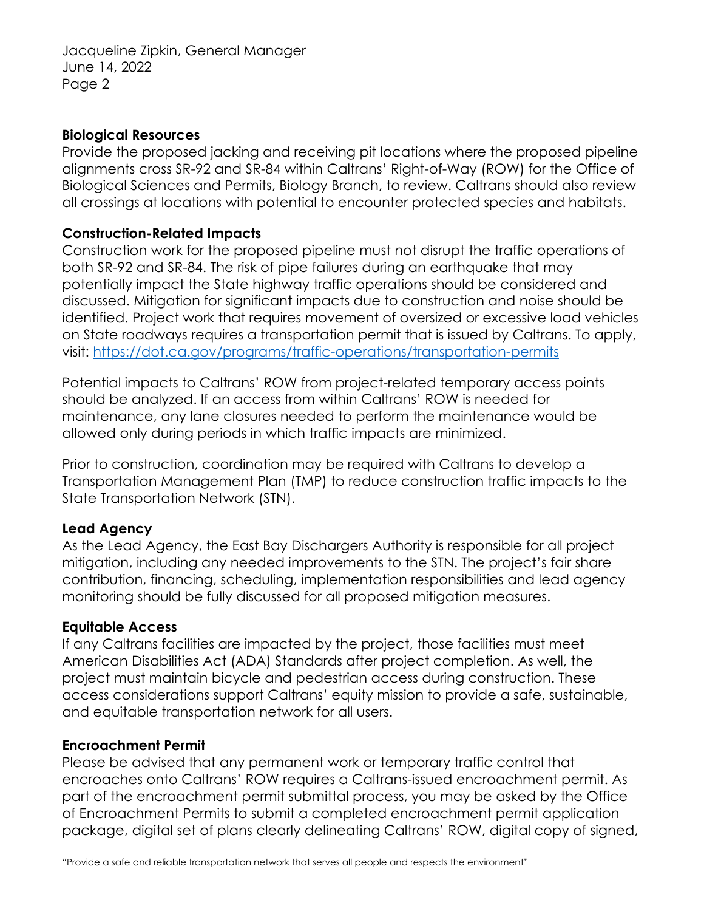**Biological Resources**

Provide the proposed jacking and receiving pit locations where the proposed pipeline alignments cross SR-92 and SR-84 within Caltrans' Right-of-Way (ROW) for the Office of Biological Sciences and Permits, Biology Branch, to review. Caltrans should also review all crossings at locations with potential to encounter protected species and habitats.

**Construction-Related Impacts**

Construction work for the proposed pipeline must not disrupt the traffic operations of both SR-92 and SR-84. The risk of pipe failures during an earthquake that may potentially impact the State highway traffic operations should be considered and discussed. Mitigation for significant impacts due to construction and noise should be identified. Project work that requires movement of oversized or excessive load vehicles on State roadways requires a transportation permit that is issued by Caltrans. To apply, visit: [https://dot.ca.gov/programs/traffic-operations/transportation-permits](https://dot.ca.gov/programs/traffic-operations/transportation-permits)

Potential impacts to Caltrans' ROW from project-related temporary access points should be analyzed. If an access from within Caltrans' ROW is needed for maintenance, any lane closures needed to perform the maintenance would be allowed only during periods in which traffic impacts are minimized.

Prior to construction, coordination may be required with Caltrans to develop a Transportation Management Plan (TMP) to reduce construction traffic impacts to the State Transportation Network (STN).

**Lead Agency**

As the Lead Agency, the East Bay Dischargers Authority is responsible for all project mitigation, including any needed improvements to the STN. The project's fair share contribution, financing, scheduling, implementation responsibilities and lead agency monitoring should be fully discussed for all proposed mitigation measures.

**Equitable Access**

If any Caltrans facilities are impacted by the project, those facilities must meet American Disabilities Act (ADA) Standards after project completion. As well, the project must maintain bicycle and pedestrian access during construction. These access considerations support Caltrans' equity mission to provide a safe, sustainable, and equitable transportation network for all users.

**Encroachment Permit**

Please be advised that any permanent work or temporary traffic control that encroaches onto Caltrans' ROW requires a Caltrans-issued encroachment permit. As part of the encroachment permit submittal process, you may be asked by the Office of Encroachment Permits to submit a completed encroachment permit application package, digital set of plans clearly delineating Caltrans' ROW, digital copy of signed,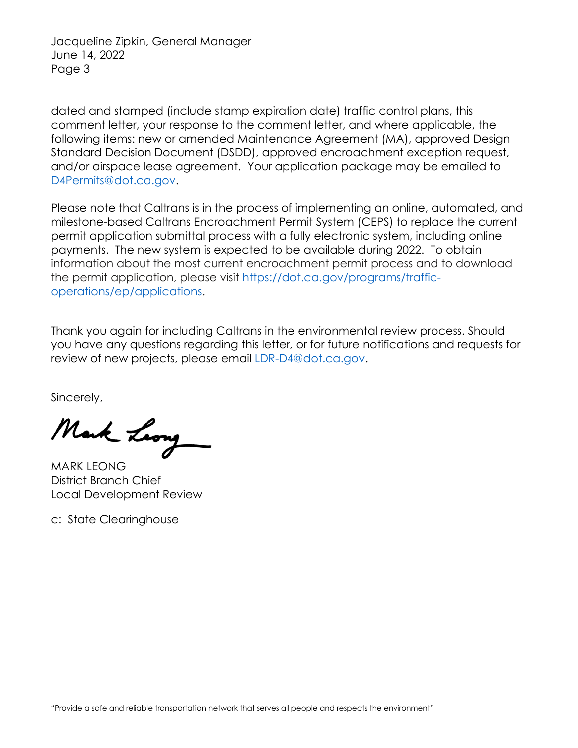dated and stamped (include stamp expiration date) traffic control plans, this comment letter, your response to the comment letter, and where applicable, the following items: new or amended Maintenance Agreement (MA), approved Design Standard Decision Document (DSDD), approved encroachment exception request, and/or airspace lease agreement. Your application package may be emailed to D4Permits@dot.ca.gov.

Please note that Caltrans is in the process of implementing an online, automated, and milestone-based Caltrans Encroachment Permit System (CEPS) to replace the current permit application submittal process with a fully electronic system, including online payments. The new system is expected to be available during 2022. To obtain information about the most current encroachment permit process and to download the permit application, please visit https://dot.ca.gov/programs/traffic-operations/ep/applications.

Thank you again for including Caltrans in the environmental review process. Should you have any questions regarding this letter, or for future notifications and requests for review of new projects, please email LDR-D4@dot.ca.gov.

Sincerely,

Mark Leong

MARK LEONG
District Branch Chief
Local Development Review

c: State Clearinghouse

"Provide a safe and reliable transportation network that serves all people and respects the environment"